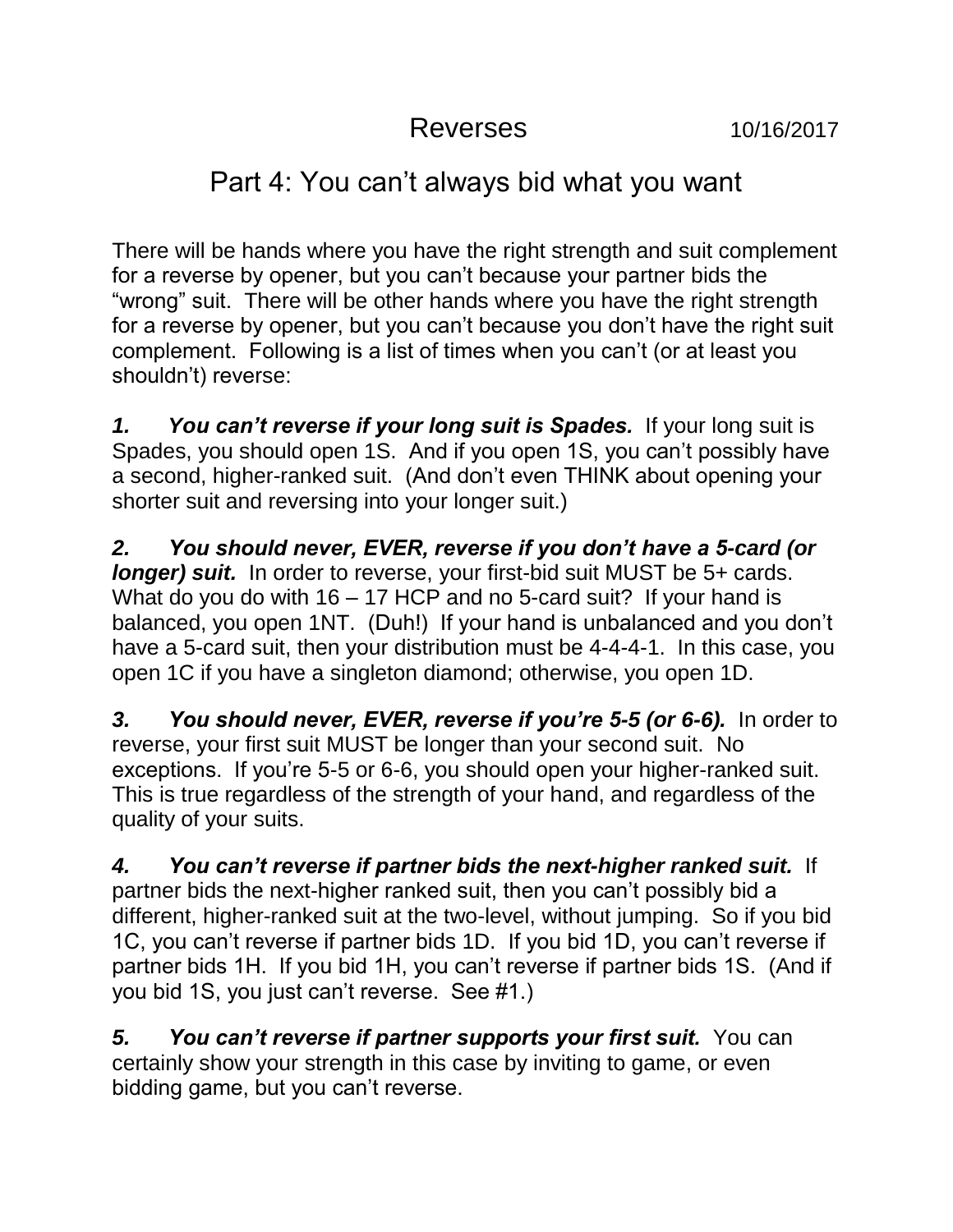# Reverses

10/16/2017

## Part 4: You can't always bid what you want

There will be hands where you have the right strength and suit complement for a reverse by opener, but you can't because your partner bids the "wrong" suit. There will be other hands where you have the right strength for a reverse by opener, but you can't because you don't have the right suit complement. Following is a list of times when you can't (or at least you shouldn't) reverse:

***1. You can't reverse if your long suit is Spades.*** If your long suit is Spades, you should open 1S. And if you open 1S, you can't possibly have a second, higher-ranked suit. (And don't even THINK about opening your shorter suit and reversing into your longer suit.)

***2. You should never, EVER, reverse if you don't have a 5-card (or longer) suit.*** In order to reverse, your first-bid suit MUST be 5+ cards. What do you do with 16 – 17 HCP and no 5-card suit? If your hand is balanced, you open 1NT. (Duh!) If your hand is unbalanced and you don't have a 5-card suit, then your distribution must be 4-4-4-1. In this case, you open 1C if you have a singleton diamond; otherwise, you open 1D.

***3. You should never, EVER, reverse if you're 5-5 (or 6-6).*** In order to reverse, your first suit MUST be longer than your second suit. No exceptions. If you're 5-5 or 6-6, you should open your higher-ranked suit. This is true regardless of the strength of your hand, and regardless of the quality of your suits.

***4. You can't reverse if partner bids the next-higher ranked suit.*** If partner bids the next-higher ranked suit, then you can't possibly bid a different, higher-ranked suit at the two-level, without jumping. So if you bid 1C, you can't reverse if partner bids 1D. If you bid 1D, you can't reverse if partner bids 1H. If you bid 1H, you can't reverse if partner bids 1S. (And if you bid 1S, you just can't reverse. See #1.)

***5. You can't reverse if partner supports your first suit.*** You can certainly show your strength in this case by inviting to game, or even bidding game, but you can't reverse.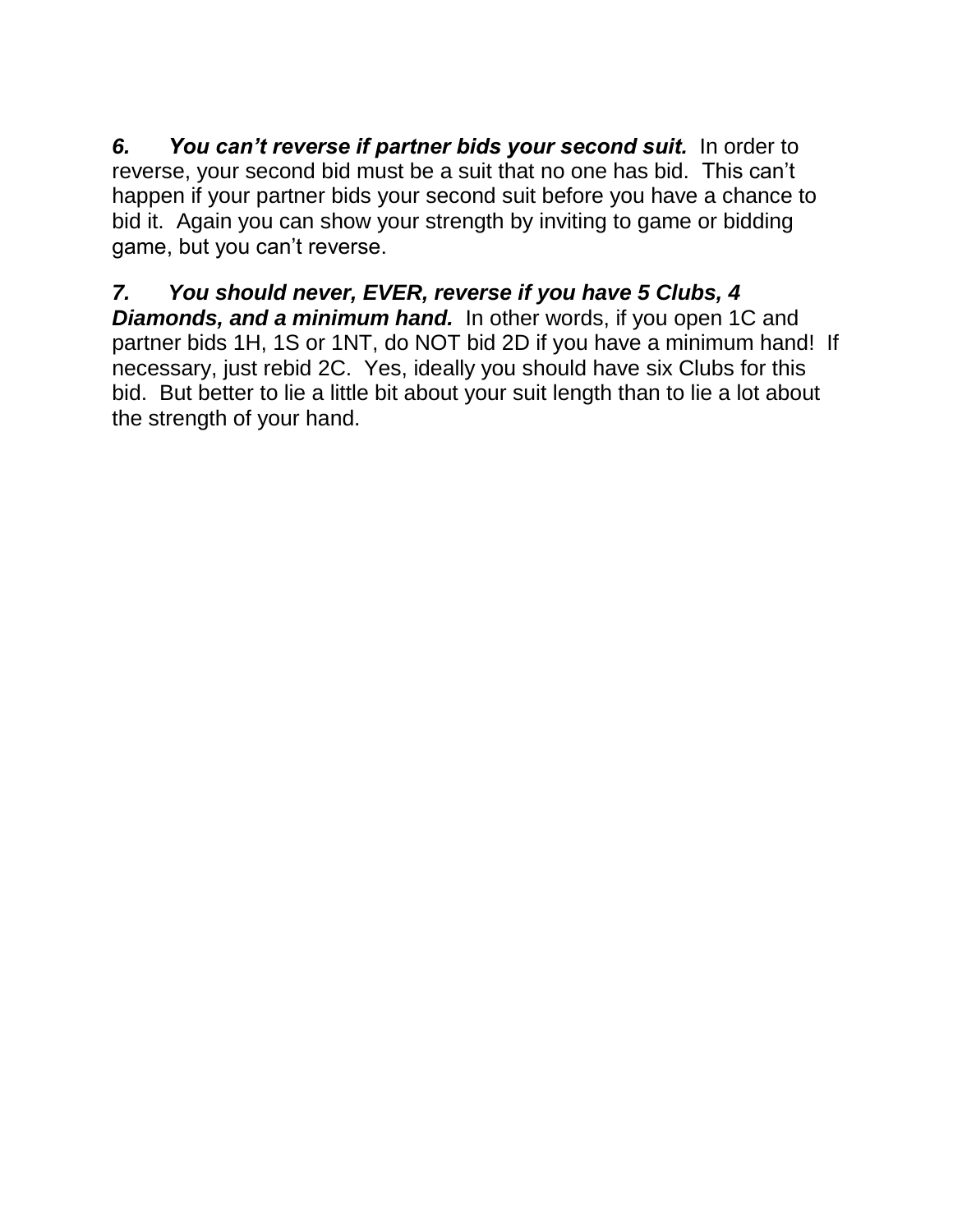***6. You can't reverse if partner bids your second suit.*** In order to reverse, your second bid must be a suit that no one has bid. This can't happen if your partner bids your second suit before you have a chance to bid it. Again you can show your strength by inviting to game or bidding game, but you can't reverse.

***7. You should never, EVER, reverse if you have 5 Clubs, 4 Diamonds, and a minimum hand.*** In other words, if you open 1C and partner bids 1H, 1S or 1NT, do NOT bid 2D if you have a minimum hand! If necessary, just rebid 2C. Yes, ideally you should have six Clubs for this bid. But better to lie a little bit about your suit length than to lie a lot about the strength of your hand.